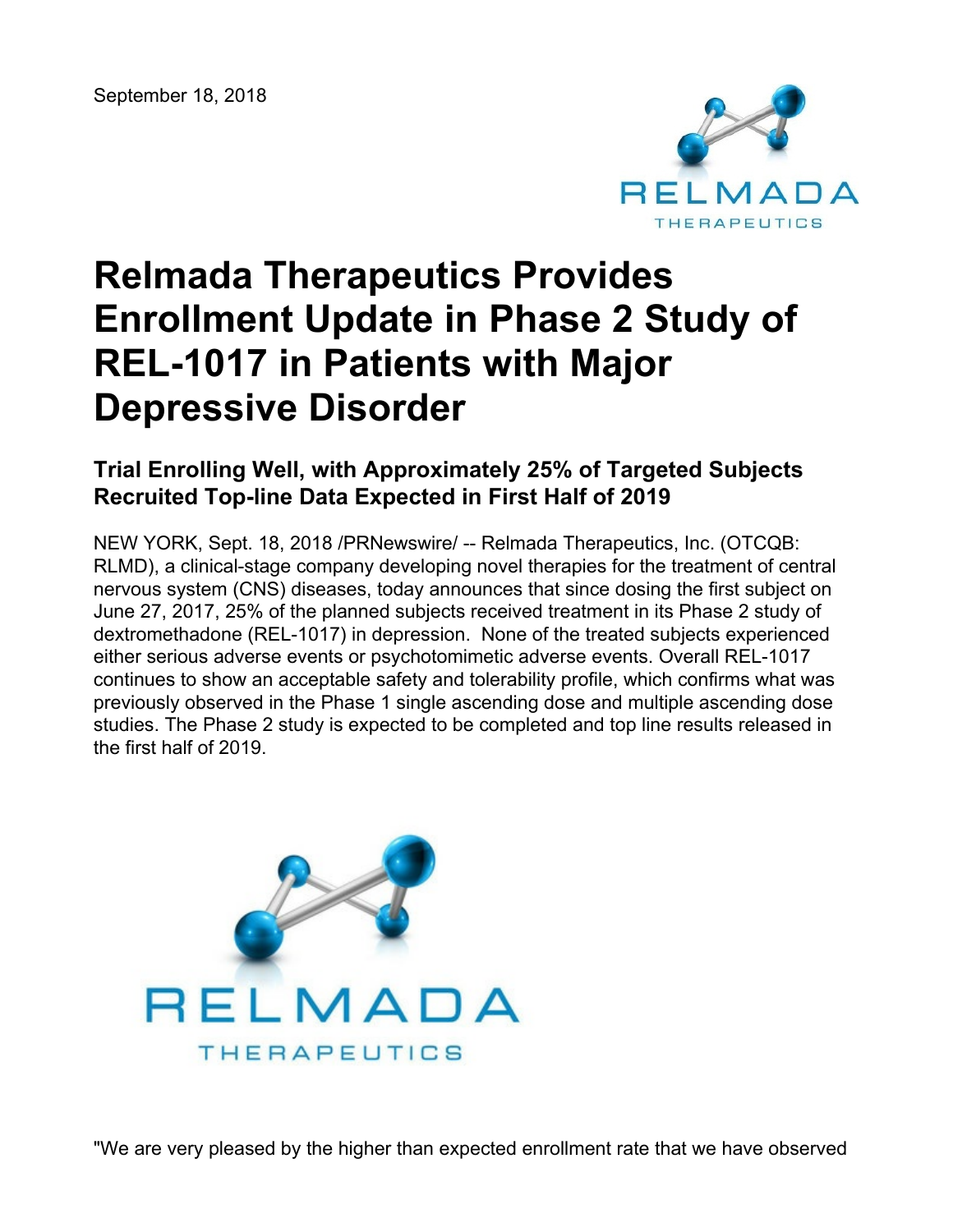September 18, 2018

# Relmada Therapeutics Provides Enrollment Update in Phase 2 Study of REL-1017 in Patients with Major Depressive Disorder

## Trial Enrolling Well, with Approximately 25% of Targeted Subjects Recruited Top-line Data Expected in First Half of 2019

NEW YORK, Sept. 18, 2018 /PRNewswire/ -- Relmada Therapeutics, Inc. (OTCQB: RLMD), a clinical-stage company developing novel therapies for the treatment of central nervous system (CNS) diseases, today announces that since dosing the first subject on June 27, 2017, 25% of the planned subjects received treatment in its Phase 2 study of dextromethadone (REL-1017) in depression. None of the treated subjects experienced either serious adverse events or psychotomimetic adverse events. Overall REL-1017 continues to show an acceptable safety and tolerability profile, which confirms what was previously observed in the Phase 1 single ascending dose and multiple ascending dose studies. The Phase 2 study is expected to be completed and top line results released in the first half of 2019.

"We are very pleased by the higher than expected enrollment rate that we have observed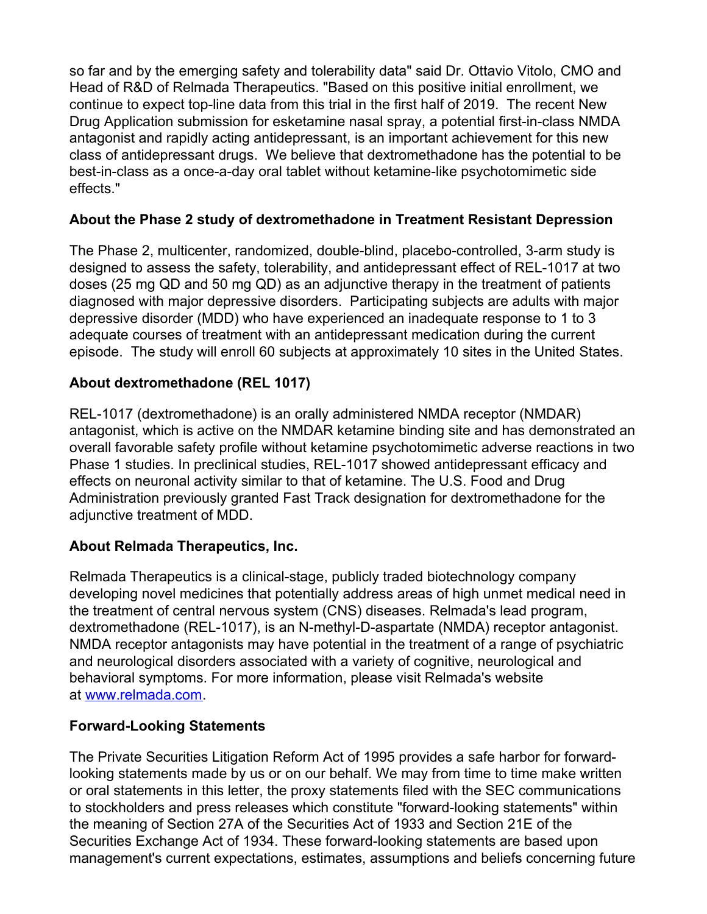so far and by the emerging safety and tolerability data" said Dr. Ottavio Vitolo, CMO and Head of R&D of Relmada Therapeutics. "Based on this positive initial enrollment, we continue to expect top-line data from this trial in the first half of 2019. The recent New Drug Application submission for esketamine nasal spray, a potential first-in-class NMDA antagonist and rapidly acting antidepressant, is an important achievement for this new class of antidepressant drugs. We believe that dextromethadone has the potential to be best-in-class as a once-a-day oral tablet without ketamine-like psychotomimetic side effects."

**About the Phase 2 study of dextromethadone in Treatment Resistant Depression**

The Phase 2, multicenter, randomized, double-blind, placebo-controlled, 3-arm study is designed to assess the safety, tolerability, and antidepressant effect of REL-1017 at two doses (25 mg QD and 50 mg QD) as an adjunctive therapy in the treatment of patients diagnosed with major depressive disorders. Participating subjects are adults with major depressive disorder (MDD) who have experienced an inadequate response to 1 to 3 adequate courses of treatment with an antidepressant medication during the current episode. The study will enroll 60 subjects at approximately 10 sites in the United States.

**About dextromethadone (REL 1017)**

REL-1017 (dextromethadone) is an orally administered NMDA receptor (NMDAR) antagonist, which is active on the NMDAR ketamine binding site and has demonstrated an overall favorable safety profile without ketamine psychotomimetic adverse reactions in two Phase 1 studies. In preclinical studies, REL-1017 showed antidepressant efficacy and effects on neuronal activity similar to that of ketamine. The U.S. Food and Drug Administration previously granted Fast Track designation for dextromethadone for the adjunctive treatment of MDD.

**About Relmada Therapeutics, Inc.**

Relmada Therapeutics is a clinical-stage, publicly traded biotechnology company developing novel medicines that potentially address areas of high unmet medical need in the treatment of central nervous system (CNS) diseases. Relmada's lead program, dextromethadone (REL-1017), is an N-methyl-D-aspartate (NMDA) receptor antagonist. NMDA receptor antagonists may have potential in the treatment of a range of psychiatric and neurological disorders associated with a variety of cognitive, neurological and behavioral symptoms. For more information, please visit Relmada's website at [www.relmada.com](http://www.relmada.com).

**Forward-Looking Statements**

The Private Securities Litigation Reform Act of 1995 provides a safe harbor for forward-looking statements made by us or on our behalf. We may from time to time make written or oral statements in this letter, the proxy statements filed with the SEC communications to stockholders and press releases which constitute "forward-looking statements" within the meaning of Section 27A of the Securities Act of 1933 and Section 21E of the Securities Exchange Act of 1934. These forward-looking statements are based upon management's current expectations, estimates, assumptions and beliefs concerning future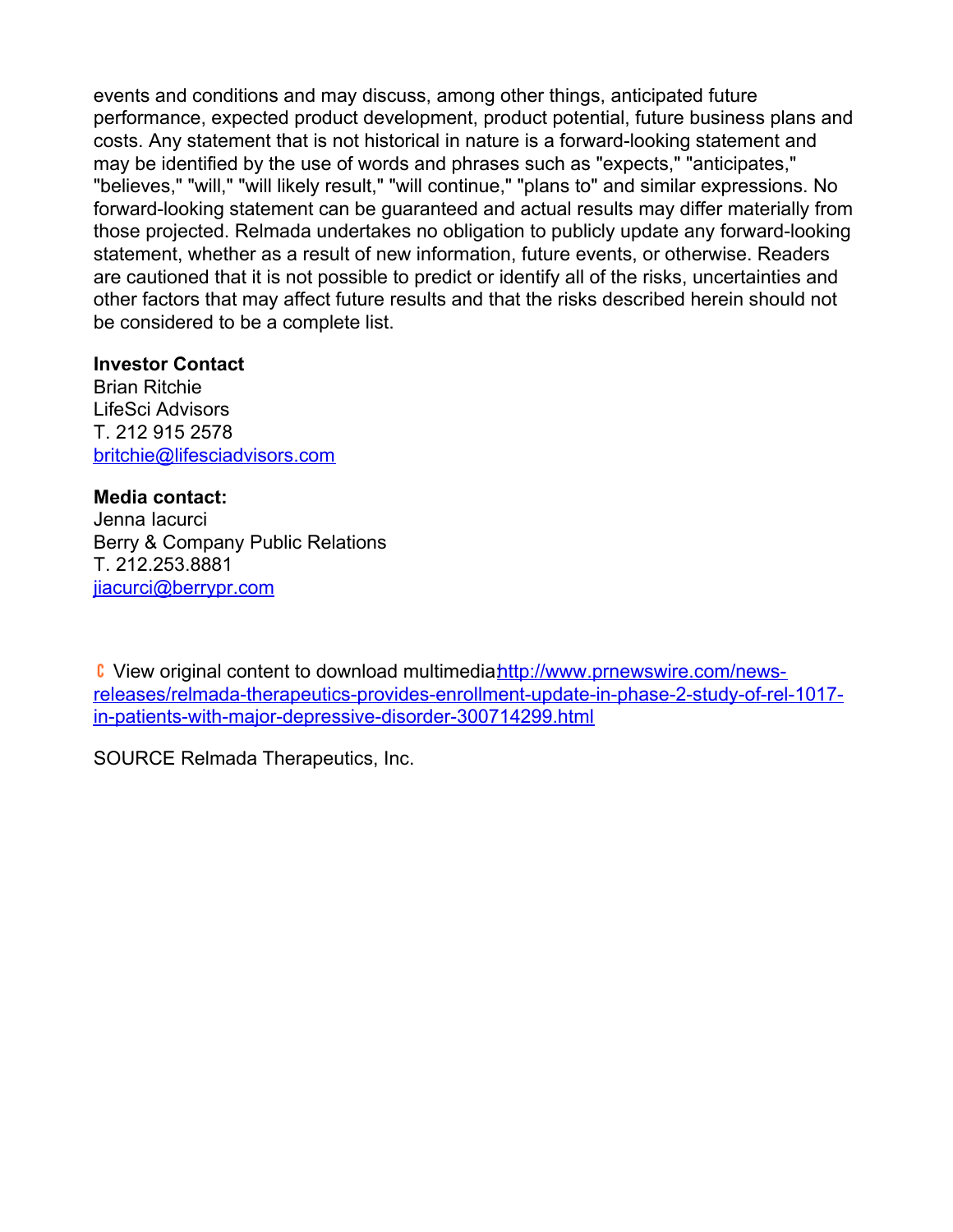events and conditions and may discuss, among other things, anticipated future performance, expected product development, product potential, future business plans and costs. Any statement that is not historical in nature is a forward-looking statement and may be identified by the use of words and phrases such as "expects," "anticipates," "believes," "will," "will likely result," "will continue," "plans to" and similar expressions. No forward-looking statement can be guaranteed and actual results may differ materially from those projected. Relmada undertakes no obligation to publicly update any forward-looking statement, whether as a result of new information, future events, or otherwise. Readers are cautioned that it is not possible to predict or identify all of the risks, uncertainties and other factors that may affect future results and that the risks described herein should not be considered to be a complete list.

**Investor Contact**
Brian Ritchie
LifeSci Advisors
T. 212 915 2578
britchie@lifesciadvisors.com

**Media contact:**
Jenna Iacurci
Berry & Company Public Relations
T. 212.253.8881
jiacurci@berrypr.com

View original content to download multimedia:http://www.prnewswire.com/news-releases/relmada-therapeutics-provides-enrollment-update-in-phase-2-study-of-rel-1017-in-patients-with-major-depressive-disorder-300714299.html

SOURCE Relmada Therapeutics, Inc.